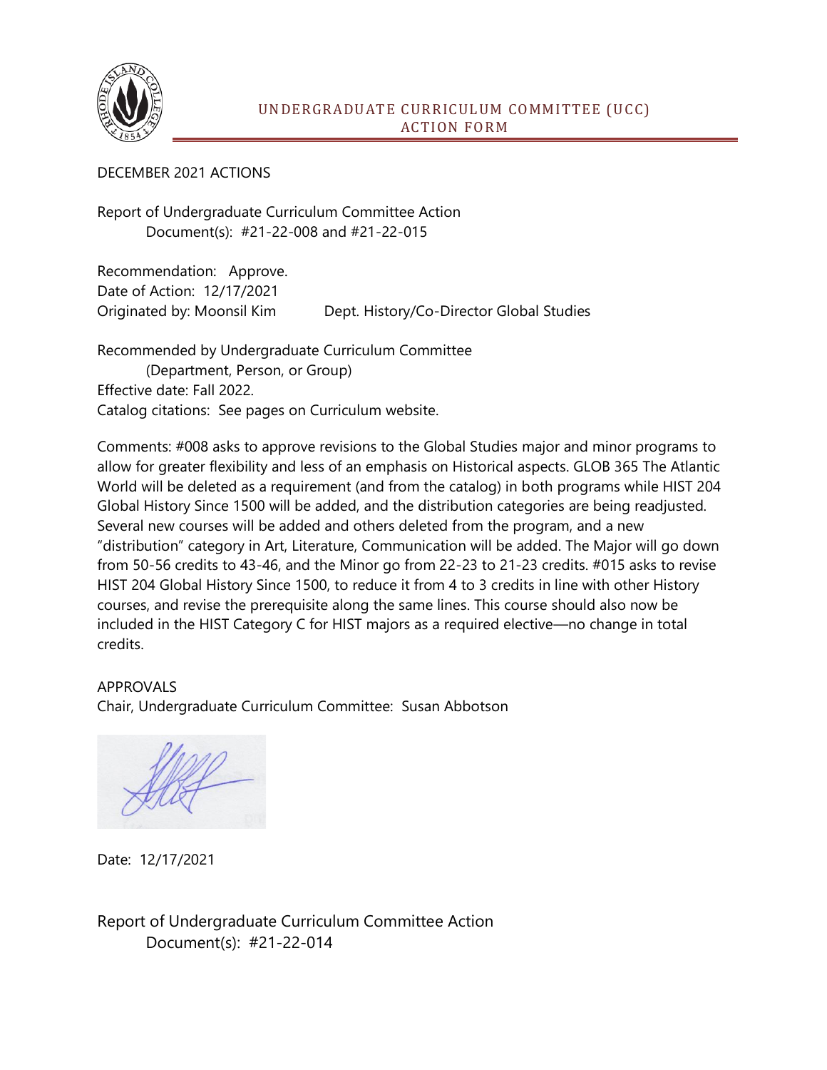# UNDERGRADUATE CURRICULUM COMMITTEE (UCC) ACTION FORM

DECEMBER 2021 ACTIONS

Report of Undergraduate Curriculum Committee Action
Document(s): #21-22-008 and #21-22-015

Recommendation: Approve.
Date of Action: 12/17/2021
Originated by: Moonsil Kim  Dept. History/Co-Director Global Studies

Recommended by Undergraduate Curriculum Committee
(Department, Person, or Group)
Effective date: Fall 2022.
Catalog citations: See pages on Curriculum website.

Comments: #008 asks to approve revisions to the Global Studies major and minor programs to allow for greater flexibility and less of an emphasis on Historical aspects. GLOB 365 The Atlantic World will be deleted as a requirement (and from the catalog) in both programs while HIST 204 Global History Since 1500 will be added, and the distribution categories are being readjusted. Several new courses will be added and others deleted from the program, and a new "distribution" category in Art, Literature, Communication will be added. The Major will go down from 50-56 credits to 43-46, and the Minor go from 22-23 to 21-23 credits. #015 asks to revise HIST 204 Global History Since 1500, to reduce it from 4 to 3 credits in line with other History courses, and revise the prerequisite along the same lines. This course should also now be included in the HIST Category C for HIST majors as a required elective—no change in total credits.

APPROVALS
Chair, Undergraduate Curriculum Committee: Susan Abbotson

Date: 12/17/2021

Report of Undergraduate Curriculum Committee Action
Document(s): #21-22-014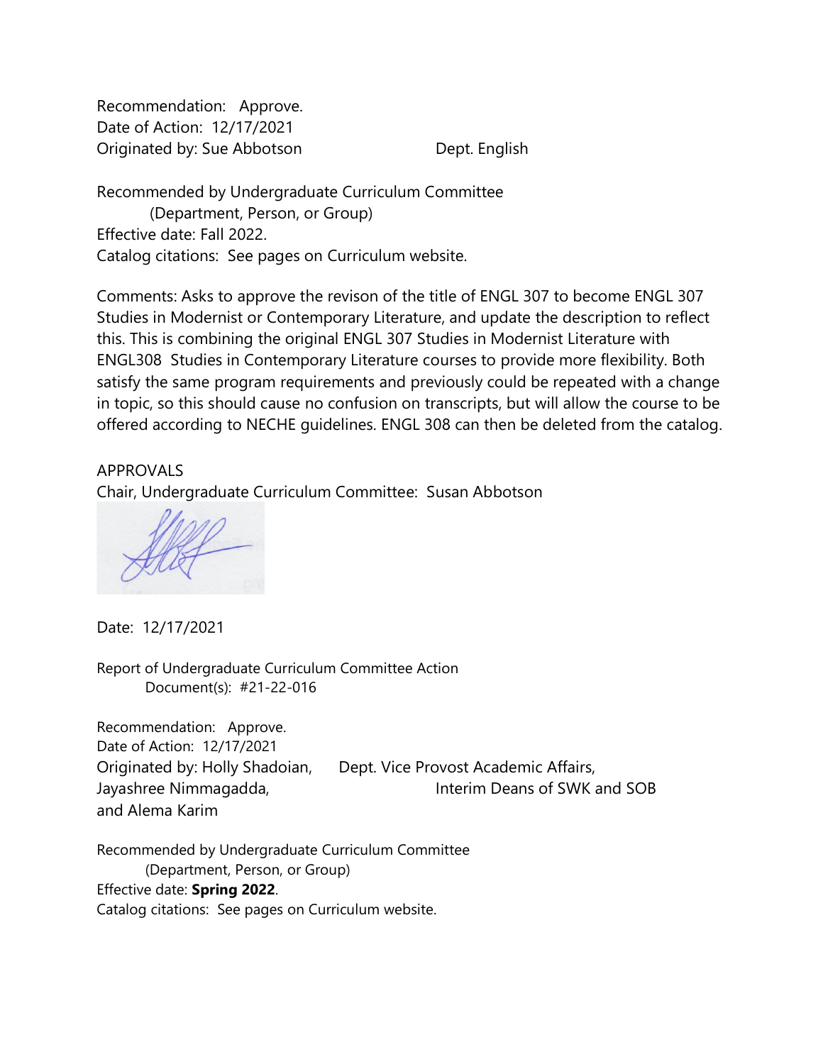Recommendation: Approve.
Date of Action: 12/17/2021
Originated by: Sue Abbotson Dept. English

Recommended by Undergraduate Curriculum Committee
(Department, Person, or Group)
Effective date: Fall 2022.
Catalog citations: See pages on Curriculum website.

Comments: Asks to approve the revison of the title of ENGL 307 to become ENGL 307 Studies in Modernist or Contemporary Literature, and update the description to reflect this. This is combining the original ENGL 307 Studies in Modernist Literature with ENGL308 Studies in Contemporary Literature courses to provide more flexibility. Both satisfy the same program requirements and previously could be repeated with a change in topic, so this should cause no confusion on transcripts, but will allow the course to be offered according to NECHE guidelines. ENGL 308 can then be deleted from the catalog.

APPROVALS
Chair, Undergraduate Curriculum Committee: Susan Abbotson

Date: 12/17/2021

Report of Undergraduate Curriculum Committee Action
Document(s): #21-22-016

Recommendation: Approve.
Date of Action: 12/17/2021
Originated by: Holly Shadoian, Jayashree Nimmagadda, and Alema Karim
Dept. Vice Provost Academic Affairs, Interim Deans of SWK and SOB

Recommended by Undergraduate Curriculum Committee
(Department, Person, or Group)
Effective date: **Spring 2022**.
Catalog citations: See pages on Curriculum website.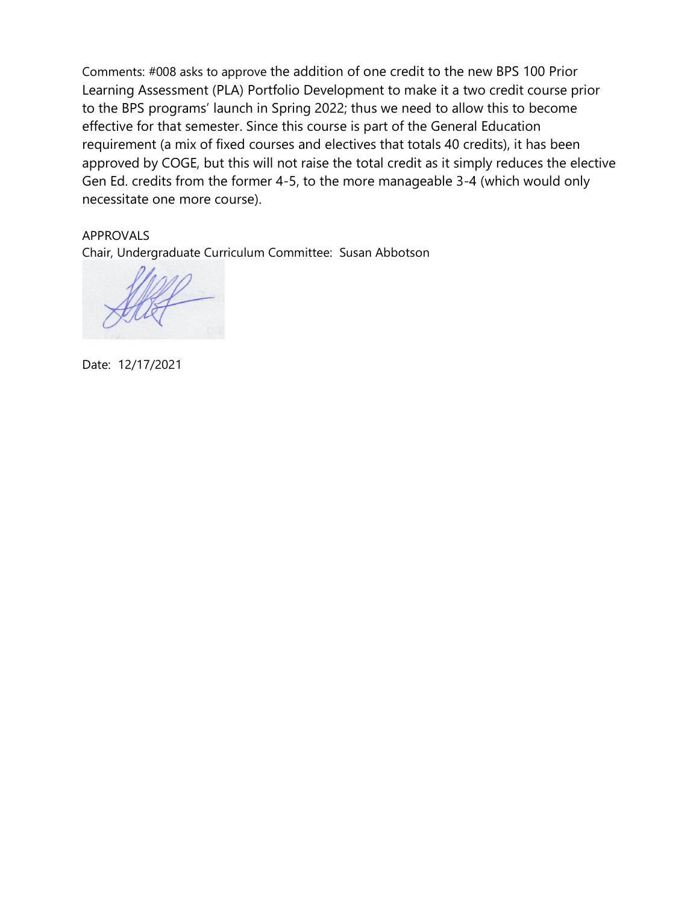Comments: #008 asks to approve the addition of one credit to the new BPS 100 Prior Learning Assessment (PLA) Portfolio Development to make it a two credit course prior to the BPS programs' launch in Spring 2022; thus we need to allow this to become effective for that semester. Since this course is part of the General Education requirement (a mix of fixed courses and electives that totals 40 credits), it has been approved by COGE, but this will not raise the total credit as it simply reduces the elective Gen Ed. credits from the former 4-5, to the more manageable 3-4 (which would only necessitate one more course).

APPROVALS

Chair, Undergraduate Curriculum Committee: Susan Abbotson

Date: 12/17/2021